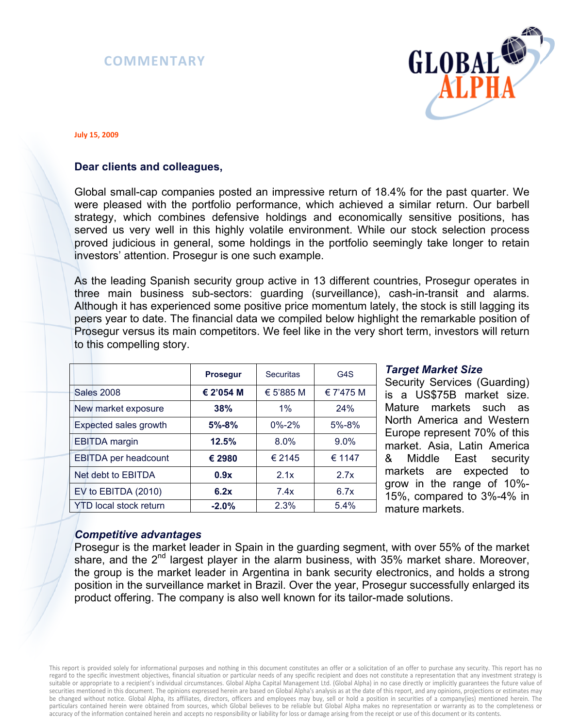# COMMENTARY

July 15, 2009

**Dear clients and colleagues,**

Global small-cap companies posted an impressive return of 18.4% for the past quarter. We were pleased with the portfolio performance, which achieved a similar return. Our barbell strategy, which combines defensive holdings and economically sensitive positions, has served us very well in this highly volatile environment. While our stock selection process proved judicious in general, some holdings in the portfolio seemingly take longer to retain investors' attention. Prosegur is one such example.

As the leading Spanish security group active in 13 different countries, Prosegur operates in three main business sub-sectors: guarding (surveillance), cash-in-transit and alarms. Although it has experienced some positive price momentum lately, the stock is still lagging its peers year to date. The financial data we compiled below highlight the remarkable position of Prosegur versus its main competitors. We feel like in the very short term, investors will return to this compelling story.

| | **Prosegur** | Securitas | G4S |
|---|---|---|---|
| Sales 2008 | **€ 2'054 M** | € 5'885 M | € 7'475 M |
| New market exposure | **38%** | 1% | 24% |
| Expected sales growth | **5%-8%** | 0%-2% | 5%-8% |
| EBITDA margin | **12.5%** | 8.0% | 9.0% |
| EBITDA per headcount | **€ 2980** | € 2145 | € 1147 |
| Net debt to EBITDA | **0.9x** | 2.1x | 2.7x |
| EV to EBITDA (2010) | **6.2x** | 7.4x | 6.7x |
| YTD local stock return | **-2.0%** | 2.3% | 5.4% |

***Target Market Size***

Security Services (Guarding) is a US$75B market size. Mature markets such as North America and Western Europe represent 70% of this market. Asia, Latin America & Middle East security markets are expected to grow in the range of 10%-15%, compared to 3%-4% in mature markets.

***Competitive advantages***

Prosegur is the market leader in Spain in the guarding segment, with over 55% of the market share, and the 2nd largest player in the alarm business, with 35% market share. Moreover, the group is the market leader in Argentina in bank security electronics, and holds a strong position in the surveillance market in Brazil. Over the year, Prosegur successfully enlarged its product offering. The company is also well known for its tailor-made solutions.

This report is provided solely for informational purposes and nothing in this document constitutes an offer or a solicitation of an offer to purchase any security. This report has no regard to the specific investment objectives, financial situation or particular needs of any specific recipient and does not constitute a representation that any investment strategy is suitable or appropriate to a recipient's individual circumstances. Global Alpha Capital Management Ltd. (Global Alpha) in no case directly or implicitly guarantees the future value of securities mentioned in this document. The opinions expressed herein are based on Global Alpha's analysis as at the date of this report, and any opinions, projections or estimates may be changed without notice. Global Alpha, its affiliates, directors, officers and employees may buy, sell or hold a position in securities of a company(ies) mentioned herein. The particulars contained herein were obtained from sources, which Global believes to be reliable but Global Alpha makes no representation or warranty as to the completeness or accuracy of the information contained herein and accepts no responsibility or liability for loss or damage arising from the receipt or use of this document or its contents.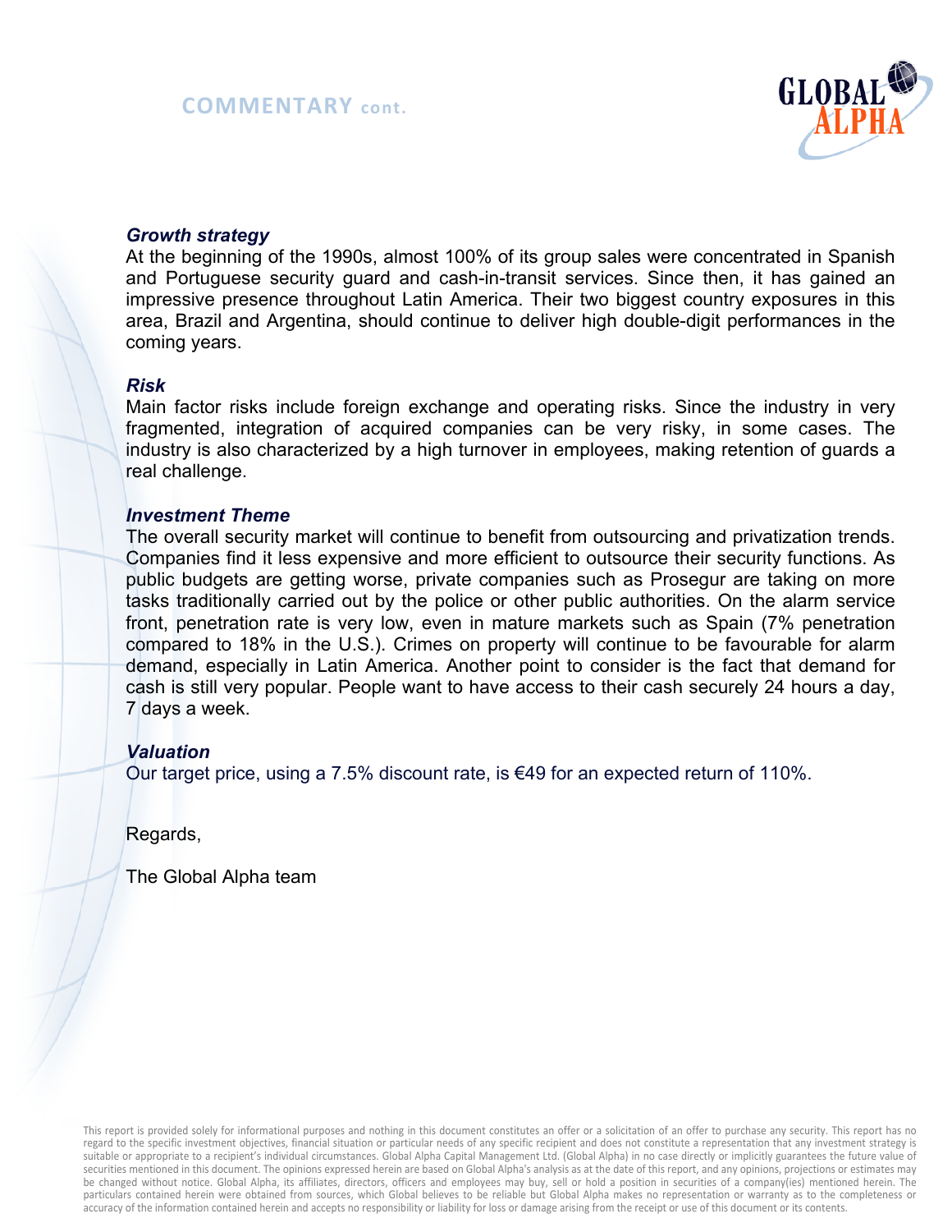## COMMENTARY cont.

***Growth strategy***

At the beginning of the 1990s, almost 100% of its group sales were concentrated in Spanish and Portuguese security guard and cash-in-transit services. Since then, it has gained an impressive presence throughout Latin America. Their two biggest country exposures in this area, Brazil and Argentina, should continue to deliver high double-digit performances in the coming years.

***Risk***

Main factor risks include foreign exchange and operating risks. Since the industry in very fragmented, integration of acquired companies can be very risky, in some cases. The industry is also characterized by a high turnover in employees, making retention of guards a real challenge.

***Investment Theme***

The overall security market will continue to benefit from outsourcing and privatization trends. Companies find it less expensive and more efficient to outsource their security functions. As public budgets are getting worse, private companies such as Prosegur are taking on more tasks traditionally carried out by the police or other public authorities. On the alarm service front, penetration rate is very low, even in mature markets such as Spain (7% penetration compared to 18% in the U.S.). Crimes on property will continue to be favourable for alarm demand, especially in Latin America. Another point to consider is the fact that demand for cash is still very popular. People want to have access to their cash securely 24 hours a day, 7 days a week.

***Valuation***

Our target price, using a 7.5% discount rate, is €49 for an expected return of 110%.

Regards,

The Global Alpha team

This report is provided solely for informational purposes and nothing in this document constitutes an offer or a solicitation of an offer to purchase any security. This report has no regard to the specific investment objectives, financial situation or particular needs of any specific recipient and does not constitute a representation that any investment strategy is suitable or appropriate to a recipient's individual circumstances. Global Alpha Capital Management Ltd. (Global Alpha) in no case directly or implicitly guarantees the future value of securities mentioned in this document. The opinions expressed herein are based on Global Alpha's analysis as at the date of this report, and any opinions, projections or estimates may be changed without notice. Global Alpha, its affiliates, directors, officers and employees may buy, sell or hold a position in securities of a company(ies) mentioned herein. The particulars contained herein were obtained from sources, which Global believes to be reliable but Global Alpha makes no representation or warranty as to the completeness or accuracy of the information contained herein and accepts no responsibility or liability for loss or damage arising from the receipt or use of this document or its contents.